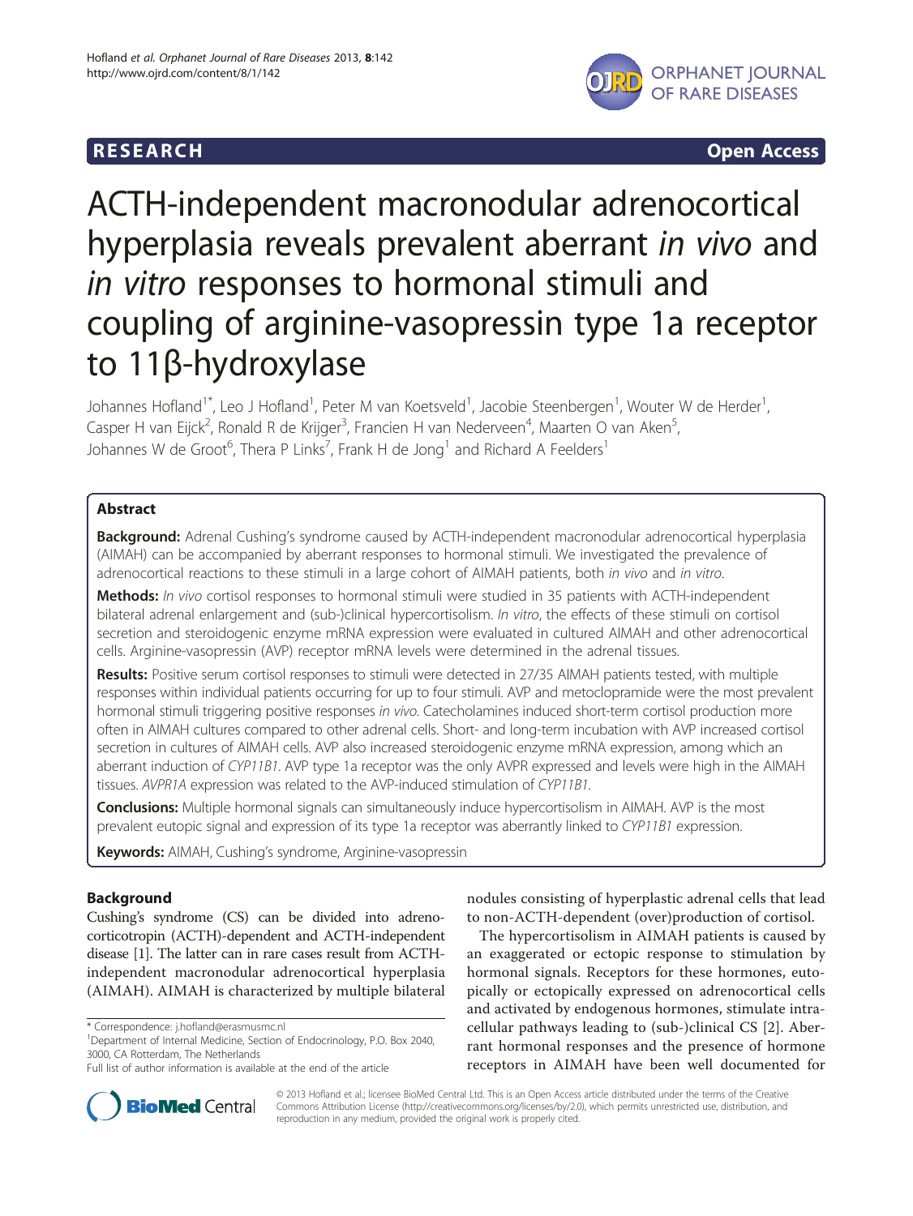RESEARCH Open Access

# ACTH-independent macronodular adrenocortical hyperplasia reveals prevalent aberrant *in vivo* and *in vitro* responses to hormonal stimuli and coupling of arginine-vasopressin type 1a receptor to 11β-hydroxylase

Johannes Hofland[1*], Leo J Hofland[1], Peter M van Koetsveld[1], Jacobie Steenbergen[1], Wouter W de Herder[1], Casper H van Eijck[2], Ronald R de Krijger[3], Francien H van Nederveen[4], Maarten O van Aken[5], Johannes W de Groot[6], Thera P Links[7], Frank H de Jong[1] and Richard A Feelders[1]

## Abstract

**Background:** Adrenal Cushing's syndrome caused by ACTH-independent macronodular adrenocortical hyperplasia (AIMAH) can be accompanied by aberrant responses to hormonal stimuli. We investigated the prevalence of adrenocortical reactions to these stimuli in a large cohort of AIMAH patients, both *in vivo* and *in vitro*.

**Methods:** *In vivo* cortisol responses to hormonal stimuli were studied in 35 patients with ACTH-independent bilateral adrenal enlargement and (sub-)clinical hypercortisolism. *In vitro*, the effects of these stimuli on cortisol secretion and steroidogenic enzyme mRNA expression were evaluated in cultured AIMAH and other adrenocortical cells. Arginine-vasopressin (AVP) receptor mRNA levels were determined in the adrenal tissues.

**Results:** Positive serum cortisol responses to stimuli were detected in 27/35 AIMAH patients tested, with multiple responses within individual patients occurring for up to four stimuli. AVP and metoclopramide were the most prevalent hormonal stimuli triggering positive responses *in vivo*. Catecholamines induced short-term cortisol production more often in AIMAH cultures compared to other adrenal cells. Short- and long-term incubation with AVP increased cortisol secretion in cultures of AIMAH cells. AVP also increased steroidogenic enzyme mRNA expression, among which an aberrant induction of *CYP11B1*. AVP type 1a receptor was the only AVPR expressed and levels were high in the AIMAH tissues. *AVPR1A* expression was related to the AVP-induced stimulation of *CYP11B1*.

**Conclusions:** Multiple hormonal signals can simultaneously induce hypercortisolism in AIMAH. AVP is the most prevalent eutopic signal and expression of its type 1a receptor was aberrantly linked to *CYP11B1* expression.

**Keywords:** AIMAH, Cushing's syndrome, Arginine-vasopressin

## Background

Cushing's syndrome (CS) can be divided into adrenocorticotropin (ACTH)-dependent and ACTH-independent disease [1]. The latter can in rare cases result from ACTH-independent macronodular adrenocortical hyperplasia (AIMAH). AIMAH is characterized by multiple bilateral nodules consisting of hyperplastic adrenal cells that lead to non-ACTH-dependent (over)production of cortisol.

The hypercortisolism in AIMAH patients is caused by an exaggerated or ectopic response to stimulation by hormonal signals. Receptors for these hormones, eutopically or ectopically expressed on adrenocortical cells and activated by endogenous hormones, stimulate intracellular pathways leading to (sub-)clinical CS [2]. Aberrant hormonal responses and the presence of hormone receptors in AIMAH have been well documented for

\* Correspondence: j.hofland@erasmusmc.nl

[1]Department of Internal Medicine, Section of Endocrinology, P.O. Box 2040, 3000, CA Rotterdam, The Netherlands

Full list of author information is available at the end of the article

© 2013 Hofland et al.; licensee BioMed Central Ltd. This is an Open Access article distributed under the terms of the Creative Commons Attribution License (http://creativecommons.org/licenses/by/2.0), which permits unrestricted use, distribution, and reproduction in any medium, provided the original work is properly cited.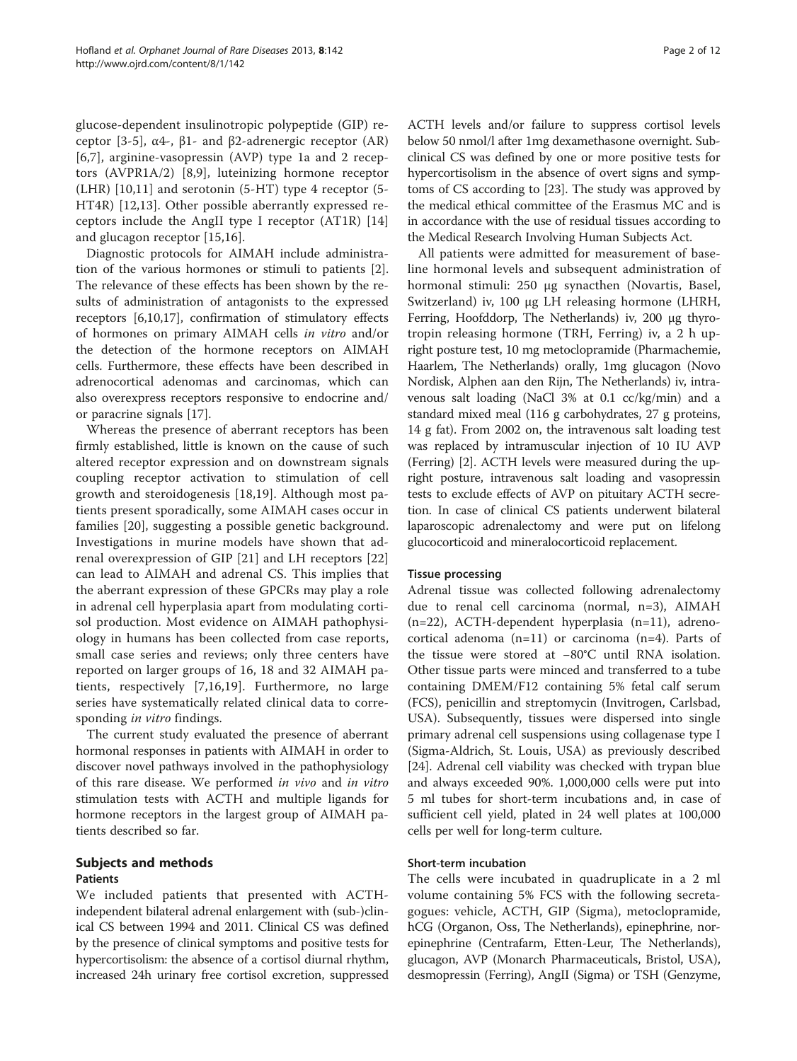glucose-dependent insulinotropic polypeptide (GIP) receptor [3-5], α4-, β1- and β2-adrenergic receptor (AR) [6,7], arginine-vasopressin (AVP) type 1a and 2 receptors (AVPR1A/2) [8,9], luteinizing hormone receptor (LHR) [10,11] and serotonin (5-HT) type 4 receptor (5-HT4R) [12,13]. Other possible aberrantly expressed receptors include the AngII type I receptor (AT1R) [14] and glucagon receptor [15,16].

Diagnostic protocols for AIMAH include administration of the various hormones or stimuli to patients [2]. The relevance of these effects has been shown by the results of administration of antagonists to the expressed receptors [6,10,17], confirmation of stimulatory effects of hormones on primary AIMAH cells *in vitro* and/or the detection of the hormone receptors on AIMAH cells. Furthermore, these effects have been described in adrenocortical adenomas and carcinomas, which can also overexpress receptors responsive to endocrine and/or paracrine signals [17].

Whereas the presence of aberrant receptors has been firmly established, little is known on the cause of such altered receptor expression and on downstream signals coupling receptor activation to stimulation of cell growth and steroidogenesis [18,19]. Although most patients present sporadically, some AIMAH cases occur in families [20], suggesting a possible genetic background. Investigations in murine models have shown that adrenal overexpression of GIP [21] and LH receptors [22] can lead to AIMAH and adrenal CS. This implies that the aberrant expression of these GPCRs may play a role in adrenal cell hyperplasia apart from modulating cortisol production. Most evidence on AIMAH pathophysiology in humans has been collected from case reports, small case series and reviews; only three centers have reported on larger groups of 16, 18 and 32 AIMAH patients, respectively [7,16,19]. Furthermore, no large series have systematically related clinical data to corresponding *in vitro* findings.

The current study evaluated the presence of aberrant hormonal responses in patients with AIMAH in order to discover novel pathways involved in the pathophysiology of this rare disease. We performed *in vivo* and *in vitro* stimulation tests with ACTH and multiple ligands for hormone receptors in the largest group of AIMAH patients described so far.

## Subjects and methods

### Patients

We included patients that presented with ACTH-independent bilateral adrenal enlargement with (sub-)clinical CS between 1994 and 2011. Clinical CS was defined by the presence of clinical symptoms and positive tests for hypercortisolism: the absence of a cortisol diurnal rhythm, increased 24h urinary free cortisol excretion, suppressed ACTH levels and/or failure to suppress cortisol levels below 50 nmol/l after 1mg dexamethasone overnight. Subclinical CS was defined by one or more positive tests for hypercortisolism in the absence of overt signs and symptoms of CS according to [23]. The study was approved by the medical ethical committee of the Erasmus MC and is in accordance with the use of residual tissues according to the Medical Research Involving Human Subjects Act.

All patients were admitted for measurement of baseline hormonal levels and subsequent administration of hormonal stimuli: 250 μg synacthen (Novartis, Basel, Switzerland) iv, 100 μg LH releasing hormone (LHRH, Ferring, Hoofddorp, The Netherlands) iv, 200 μg thyrotropin releasing hormone (TRH, Ferring) iv, a 2 h upright posture test, 10 mg metoclopramide (Pharmachemie, Haarlem, The Netherlands) orally, 1mg glucagon (Novo Nordisk, Alphen aan den Rijn, The Netherlands) iv, intravenous salt loading (NaCl 3% at 0.1 cc/kg/min) and a standard mixed meal (116 g carbohydrates, 27 g proteins, 14 g fat). From 2002 on, the intravenous salt loading test was replaced by intramuscular injection of 10 IU AVP (Ferring) [2]. ACTH levels were measured during the upright posture, intravenous salt loading and vasopressin tests to exclude effects of AVP on pituitary ACTH secretion. In case of clinical CS patients underwent bilateral laparoscopic adrenalectomy and were put on lifelong glucocorticoid and mineralocorticoid replacement.

### Tissue processing

Adrenal tissue was collected following adrenalectomy due to renal cell carcinoma (normal, n=3), AIMAH (n=22), ACTH-dependent hyperplasia (n=11), adrenocortical adenoma (n=11) or carcinoma (n=4). Parts of the tissue were stored at −80°C until RNA isolation. Other tissue parts were minced and transferred to a tube containing DMEM/F12 containing 5% fetal calf serum (FCS), penicillin and streptomycin (Invitrogen, Carlsbad, USA). Subsequently, tissues were dispersed into single primary adrenal cell suspensions using collagenase type I (Sigma-Aldrich, St. Louis, USA) as previously described [24]. Adrenal cell viability was checked with trypan blue and always exceeded 90%. 1,000,000 cells were put into 5 ml tubes for short-term incubations and, in case of sufficient cell yield, plated in 24 well plates at 100,000 cells per well for long-term culture.

### Short-term incubation

The cells were incubated in quadruplicate in a 2 ml volume containing 5% FCS with the following secretagogues: vehicle, ACTH, GIP (Sigma), metoclopramide, hCG (Organon, Oss, The Netherlands), epinephrine, norepinephrine (Centrafarm, Etten-Leur, The Netherlands), glucagon, AVP (Monarch Pharmaceuticals, Bristol, USA), desmopressin (Ferring), AngII (Sigma) or TSH (Genzyme,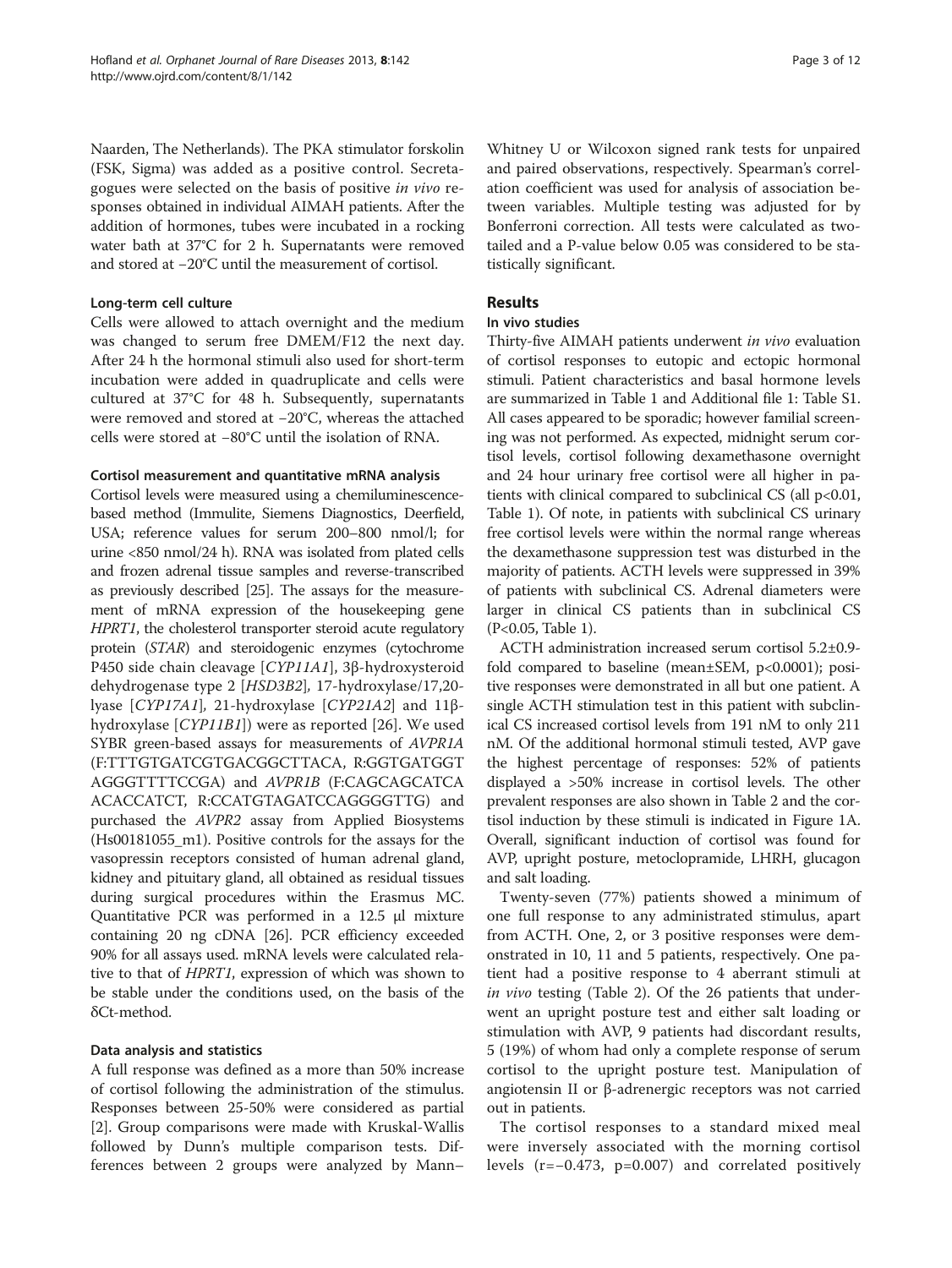Naarden, The Netherlands). The PKA stimulator forskolin (FSK, Sigma) was added as a positive control. Secretagogues were selected on the basis of positive *in vivo* responses obtained in individual AIMAH patients. After the addition of hormones, tubes were incubated in a rocking water bath at 37°C for 2 h. Supernatants were removed and stored at −20°C until the measurement of cortisol.

### Long-term cell culture

Cells were allowed to attach overnight and the medium was changed to serum free DMEM/F12 the next day. After 24 h the hormonal stimuli also used for short-term incubation were added in quadruplicate and cells were cultured at 37°C for 48 h. Subsequently, supernatants were removed and stored at −20°C, whereas the attached cells were stored at −80°C until the isolation of RNA.

### Cortisol measurement and quantitative mRNA analysis

Cortisol levels were measured using a chemiluminescence-based method (Immulite, Siemens Diagnostics, Deerfield, USA; reference values for serum 200–800 nmol/l; for urine <850 nmol/24 h). RNA was isolated from plated cells and frozen adrenal tissue samples and reverse-transcribed as previously described [25]. The assays for the measurement of mRNA expression of the housekeeping gene *HPRT1*, the cholesterol transporter steroid acute regulatory protein (*STAR*) and steroidogenic enzymes (cytochrome P450 side chain cleavage [*CYP11A1*], 3β-hydroxysteroid dehydrogenase type 2 [*HSD3B2*], 17-hydroxylase/17,20-lyase [*CYP17A1*], 21-hydroxylase [*CYP21A2*] and 11β-hydroxylase [*CYP11B1*]) were as reported [26]. We used SYBR green-based assays for measurements of *AVPR1A* (F:TTTGTGATCGTGACGGCTTACA, R:GGTGATGGT AGGGTTTTCCGA) and *AVPR1B* (F:CAGCAGCATCA ACACCATCT, R:CCATGTAGATCCAGGGGTTG) and purchased the *AVPR2* assay from Applied Biosystems (Hs00181055_m1). Positive controls for the assays for the vasopressin receptors consisted of human adrenal gland, kidney and pituitary gland, all obtained as residual tissues during surgical procedures within the Erasmus MC. Quantitative PCR was performed in a 12.5 μl mixture containing 20 ng cDNA [26]. PCR efficiency exceeded 90% for all assays used. mRNA levels were calculated relative to that of *HPRT1*, expression of which was shown to be stable under the conditions used, on the basis of the δCt-method.

### Data analysis and statistics

A full response was defined as a more than 50% increase of cortisol following the administration of the stimulus. Responses between 25-50% were considered as partial [2]. Group comparisons were made with Kruskal-Wallis followed by Dunn's multiple comparison tests. Differences between 2 groups were analyzed by Mann–Whitney U or Wilcoxon signed rank tests for unpaired and paired observations, respectively. Spearman's correlation coefficient was used for analysis of association between variables. Multiple testing was adjusted for by Bonferroni correction. All tests were calculated as two-tailed and a P-value below 0.05 was considered to be statistically significant.

## Results

### In vivo studies

Thirty-five AIMAH patients underwent *in vivo* evaluation of cortisol responses to eutopic and ectopic hormonal stimuli. Patient characteristics and basal hormone levels are summarized in Table 1 and Additional file 1: Table S1. All cases appeared to be sporadic; however familial screening was not performed. As expected, midnight serum cortisol levels, cortisol following dexamethasone overnight and 24 hour urinary free cortisol were all higher in patients with clinical compared to subclinical CS (all $p<0.01$, Table 1). Of note, in patients with subclinical CS urinary free cortisol levels were within the normal range whereas the dexamethasone suppression test was disturbed in the majority of patients. ACTH levels were suppressed in 39% of patients with subclinical CS. Adrenal diameters were larger in clinical CS patients than in subclinical CS ($P<0.05$, Table 1).

ACTH administration increased serum cortisol 5.2±0.9-fold compared to baseline (mean±SEM, $p<0.0001$); positive responses were demonstrated in all but one patient. A single ACTH stimulation test in this patient with subclinical CS increased cortisol levels from 191 nM to only 211 nM. Of the additional hormonal stimuli tested, AVP gave the highest percentage of responses: 52% of patients displayed a >50% increase in cortisol levels. The other prevalent responses are also shown in Table 2 and the cortisol induction by these stimuli is indicated in Figure 1A. Overall, significant induction of cortisol was found for AVP, upright posture, metoclopramide, LHRH, glucagon and salt loading.

Twenty-seven (77%) patients showed a minimum of one full response to any administrated stimulus, apart from ACTH. One, 2, or 3 positive responses were demonstrated in 10, 11 and 5 patients, respectively. One patient had a positive response to 4 aberrant stimuli at *in vivo* testing (Table 2). Of the 26 patients that underwent an upright posture test and either salt loading or stimulation with AVP, 9 patients had discordant results, 5 (19%) of whom had only a complete response of serum cortisol to the upright posture test. Manipulation of angiotensin II or β-adrenergic receptors was not carried out in patients.

The cortisol responses to a standard mixed meal were inversely associated with the morning cortisol levels ($r=-0.473$, $p=0.007$) and correlated positively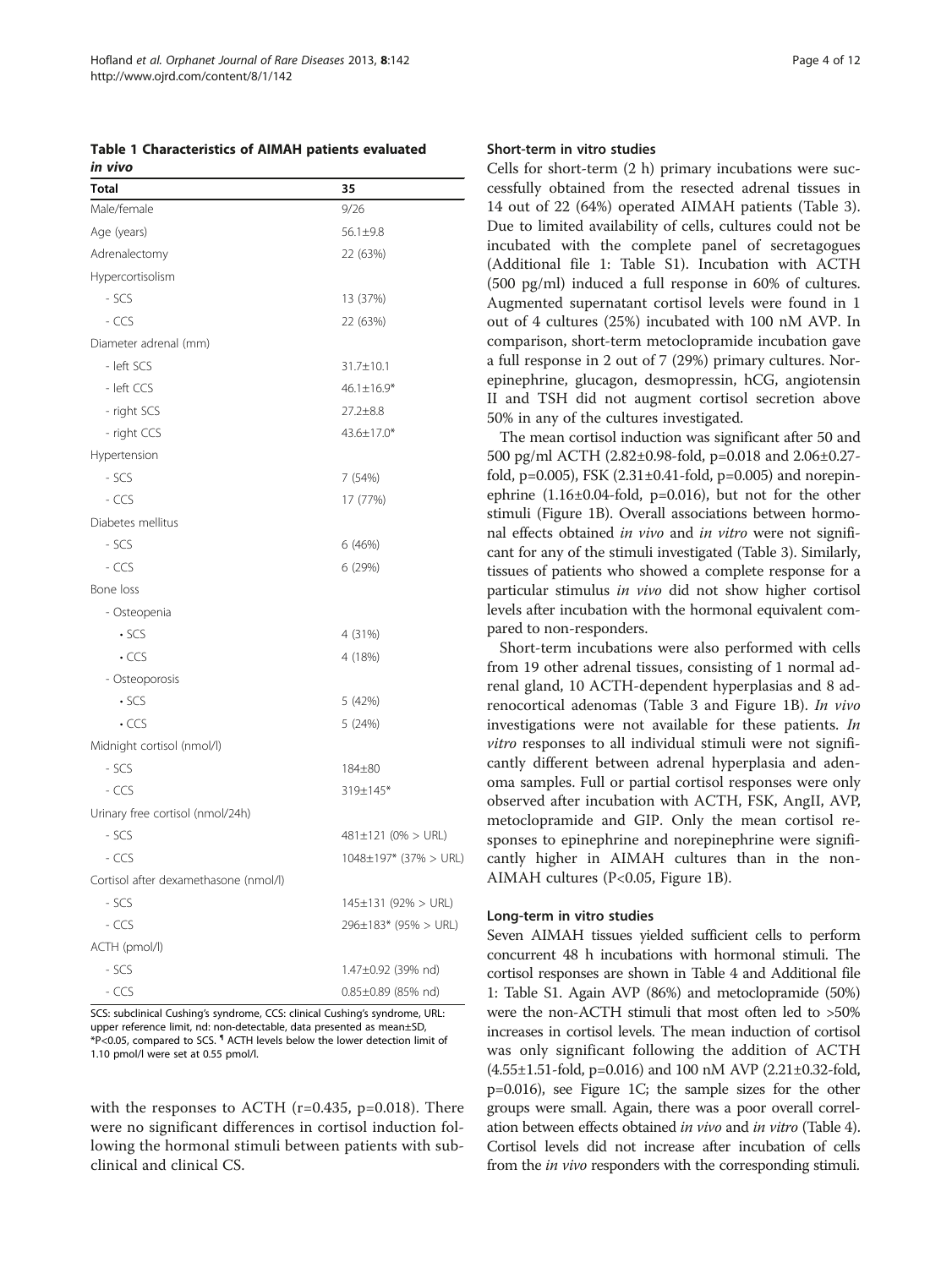**Table 1 Characteristics of AIMAH patients evaluated *in vivo***

| Total | 35 |
|---|---|
| Male/female | 9/26 |
| Age (years) | 56.1±9.8 |
| Adrenalectomy | 22 (63%) |
| Hypercortisolism | |
| - SCS | 13 (37%) |
| - CCS | 22 (63%) |
| Diameter adrenal (mm) | |
| - left SCS | 31.7±10.1 |
| - left CCS | 46.1±16.9* |
| - right SCS | 27.2±8.8 |
| - right CCS | 43.6±17.0* |
| Hypertension | |
| - SCS | 7 (54%) |
| - CCS | 17 (77%) |
| Diabetes mellitus | |
| - SCS | 6 (46%) |
| - CCS | 6 (29%) |
| Bone loss | |
| - Osteopenia | |
| • SCS | 4 (31%) |
| • CCS | 4 (18%) |
| - Osteoporosis | |
| • SCS | 5 (42%) |
| • CCS | 5 (24%) |
| Midnight cortisol (nmol/l) | |
| - SCS | 184±80 |
| - CCS | 319±145* |
| Urinary free cortisol (nmol/24h) | |
| - SCS | 481±121 (0% > URL) |
| - CCS | 1048±197* (37% > URL) |
| Cortisol after dexamethasone (nmol/l) | |
| - SCS | 145±131 (92% > URL) |
| - CCS | 296±183* (95% > URL) |
| ACTH (pmol/l) | |
| - SCS | 1.47±0.92 (39% nd) |
| - CCS | 0.85±0.89 (85% nd) |

SCS: subclinical Cushing's syndrome, CCS: clinical Cushing's syndrome, URL: upper reference limit, nd: non-detectable, data presented as mean±SD, *P<0.05, compared to SCS. ¶ ACTH levels below the lower detection limit of 1.10 pmol/l were set at 0.55 pmol/l.

with the responses to ACTH ($r=0.435$, $p=0.018$). There were no significant differences in cortisol induction following the hormonal stimuli between patients with subclinical and clinical CS.

### Short-term in vitro studies

Cells for short-term (2 h) primary incubations were successfully obtained from the resected adrenal tissues in 14 out of 22 (64%) operated AIMAH patients (Table 3). Due to limited availability of cells, cultures could not be incubated with the complete panel of secretagogues (Additional file 1: Table S1). Incubation with ACTH (500 pg/ml) induced a full response in 60% of cultures. Augmented supernatant cortisol levels were found in 1 out of 4 cultures (25%) incubated with 100 nM AVP. In comparison, short-term metoclopramide incubation gave a full response in 2 out of 7 (29%) primary cultures. Norepinephrine, glucagon, desmopressin, hCG, angiotensin II and TSH did not augment cortisol secretion above 50% in any of the cultures investigated.

The mean cortisol induction was significant after 50 and 500 pg/ml ACTH (2.82±0.98-fold, $p=0.018$ and 2.06±0.27-fold, $p=0.005$), FSK (2.31±0.41-fold, $p=0.005$) and norepinephrine (1.16±0.04-fold, $p=0.016$), but not for the other stimuli (Figure 1B). Overall associations between hormonal effects obtained *in vivo* and *in vitro* were not significant for any of the stimuli investigated (Table 3). Similarly, tissues of patients who showed a complete response for a particular stimulus *in vivo* did not show higher cortisol levels after incubation with the hormonal equivalent compared to non-responders.

Short-term incubations were also performed with cells from 19 other adrenal tissues, consisting of 1 normal adrenal gland, 10 ACTH-dependent hyperplasias and 8 adrenocortical adenomas (Table 3 and Figure 1B). *In vivo* investigations were not available for these patients. *In vitro* responses to all individual stimuli were not significantly different between adrenal hyperplasia and adenoma samples. Full or partial cortisol responses were only observed after incubation with ACTH, FSK, AngII, AVP, metoclopramide and GIP. Only the mean cortisol responses to epinephrine and norepinephrine were significantly higher in AIMAH cultures than in the non-AIMAH cultures ($P<0.05$, Figure 1B).

### Long-term in vitro studies

Seven AIMAH tissues yielded sufficient cells to perform concurrent 48 h incubations with hormonal stimuli. The cortisol responses are shown in Table 4 and Additional file 1: Table S1. Again AVP (86%) and metoclopramide (50%) were the non-ACTH stimuli that most often led to >50% increases in cortisol levels. The mean induction of cortisol was only significant following the addition of ACTH (4.55±1.51-fold, $p=0.016$) and 100 nM AVP (2.21±0.32-fold, $p=0.016$), see Figure 1C; the sample sizes for the other groups were small. Again, there was a poor overall correlation between effects obtained *in vivo* and *in vitro* (Table 4). Cortisol levels did not increase after incubation of cells from the *in vivo* responders with the corresponding stimuli.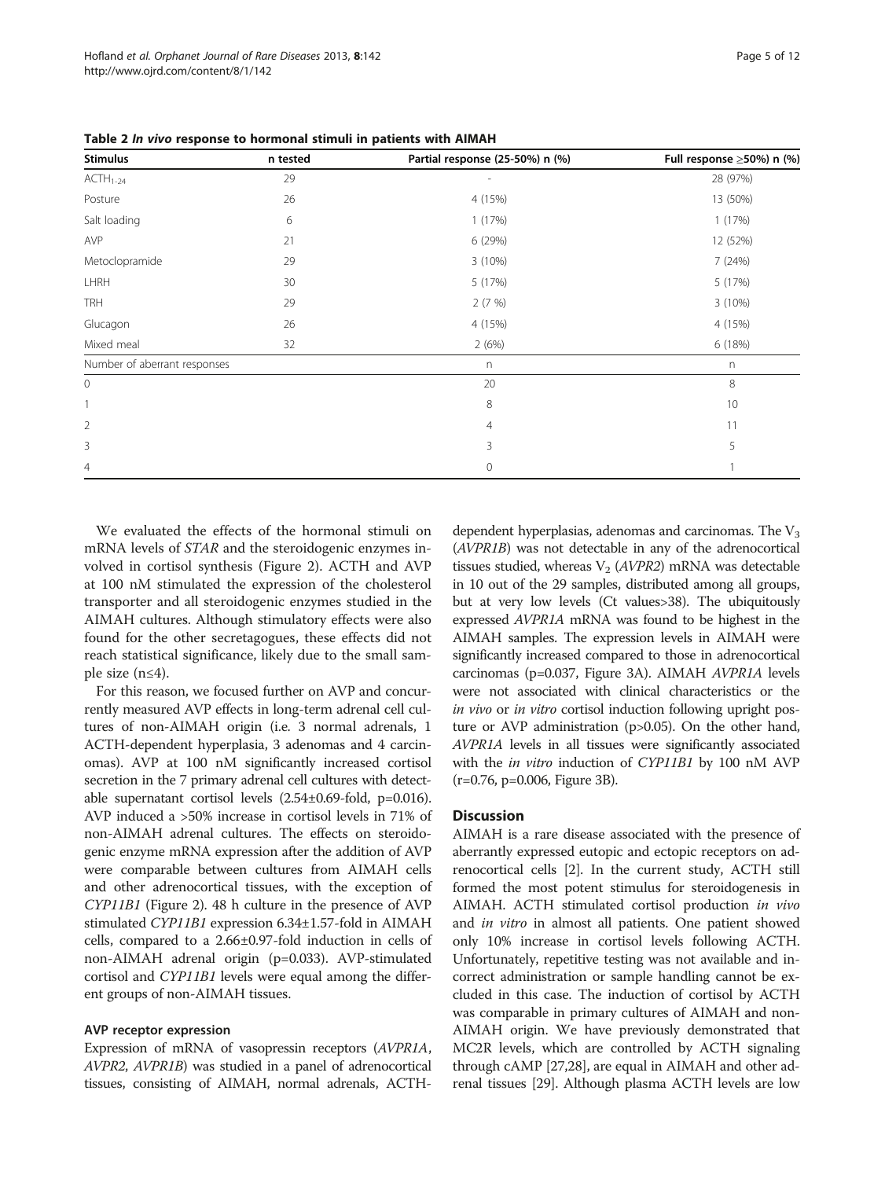**Table 2 *In vivo* response to hormonal stimuli in patients with AIMAH**

| Stimulus | n tested | Partial response (25-50%) n (%) | Full response ≥50%) n (%) |
|---|---|---|---|
| $ACTH_{1-24}$ | 29 | - | 28 (97%) |
| Posture | 26 | 4 (15%) | 13 (50%) |
| Salt loading | 6 | 1 (17%) | 1 (17%) |
| AVP | 21 | 6 (29%) | 12 (52%) |
| Metoclopramide | 29 | 3 (10%) | 7 (24%) |
| LHRH | 30 | 5 (17%) | 5 (17%) |
| TRH | 29 | 2 (7 %) | 3 (10%) |
| Glucagon | 26 | 4 (15%) | 4 (15%) |
| Mixed meal | 32 | 2 (6%) | 6 (18%) |
| Number of aberrant responses | | n | n |
| 0 | | 20 | 8 |
| 1 | | 8 | 10 |
| 2 | | 4 | 11 |
| 3 | | 3 | 5 |
| 4 | | 0 | 1 |

We evaluated the effects of the hormonal stimuli on mRNA levels of *STAR* and the steroidogenic enzymes involved in cortisol synthesis (Figure 2). ACTH and AVP at 100 nM stimulated the expression of the cholesterol transporter and all steroidogenic enzymes studied in the AIMAH cultures. Although stimulatory effects were also found for the other secretagogues, these effects did not reach statistical significance, likely due to the small sample size (n≤4).

For this reason, we focused further on AVP and concurrently measured AVP effects in long-term adrenal cell cultures of non-AIMAH origin (i.e. 3 normal adrenals, 1 ACTH-dependent hyperplasia, 3 adenomas and 4 carcinomas). AVP at 100 nM significantly increased cortisol secretion in the 7 primary adrenal cell cultures with detectable supernatant cortisol levels (2.54±0.69-fold, p=0.016). AVP induced a >50% increase in cortisol levels in 71% of non-AIMAH adrenal cultures. The effects on steroidogenic enzyme mRNA expression after the addition of AVP were comparable between cultures from AIMAH cells and other adrenocortical tissues, with the exception of *CYP11B1* (Figure 2). 48 h culture in the presence of AVP stimulated *CYP11B1* expression 6.34±1.57-fold in AIMAH cells, compared to a 2.66±0.97-fold induction in cells of non-AIMAH adrenal origin (p=0.033). AVP-stimulated cortisol and *CYP11B1* levels were equal among the different groups of non-AIMAH tissues.

### AVP receptor expression

Expression of mRNA of vasopressin receptors (*AVPR1A*, *AVPR2*, *AVPR1B*) was studied in a panel of adrenocortical tissues, consisting of AIMAH, normal adrenals, ACTH-dependent hyperplasias, adenomas and carcinomas. The $V_3$ (*AVPR1B*) was not detectable in any of the adrenocortical tissues studied, whereas $V_2$ (*AVPR2*) mRNA was detectable in 10 out of the 29 samples, distributed among all groups, but at very low levels (Ct values>38). The ubiquitously expressed *AVPR1A* mRNA was found to be highest in the AIMAH samples. The expression levels in AIMAH were significantly increased compared to those in adrenocortical carcinomas (p=0.037, Figure 3A). AIMAH *AVPR1A* levels were not associated with clinical characteristics or the *in vivo* or *in vitro* cortisol induction following upright posture or AVP administration (p>0.05). On the other hand, *AVPR1A* levels in all tissues were significantly associated with the *in vitro* induction of *CYP11B1* by 100 nM AVP (r=0.76, p=0.006, Figure 3B).

## Discussion

AIMAH is a rare disease associated with the presence of aberrantly expressed eutopic and ectopic receptors on adrenocortical cells [2]. In the current study, ACTH still formed the most potent stimulus for steroidogenesis in AIMAH. ACTH stimulated cortisol production *in vivo* and *in vitro* in almost all patients. One patient showed only 10% increase in cortisol levels following ACTH. Unfortunately, repetitive testing was not available and incorrect administration or sample handling cannot be excluded in this case. The induction of cortisol by ACTH was comparable in primary cultures of AIMAH and non-AIMAH origin. We have previously demonstrated that MC2R levels, which are controlled by ACTH signaling through cAMP [27,28], are equal in AIMAH and other adrenal tissues [29]. Although plasma ACTH levels are low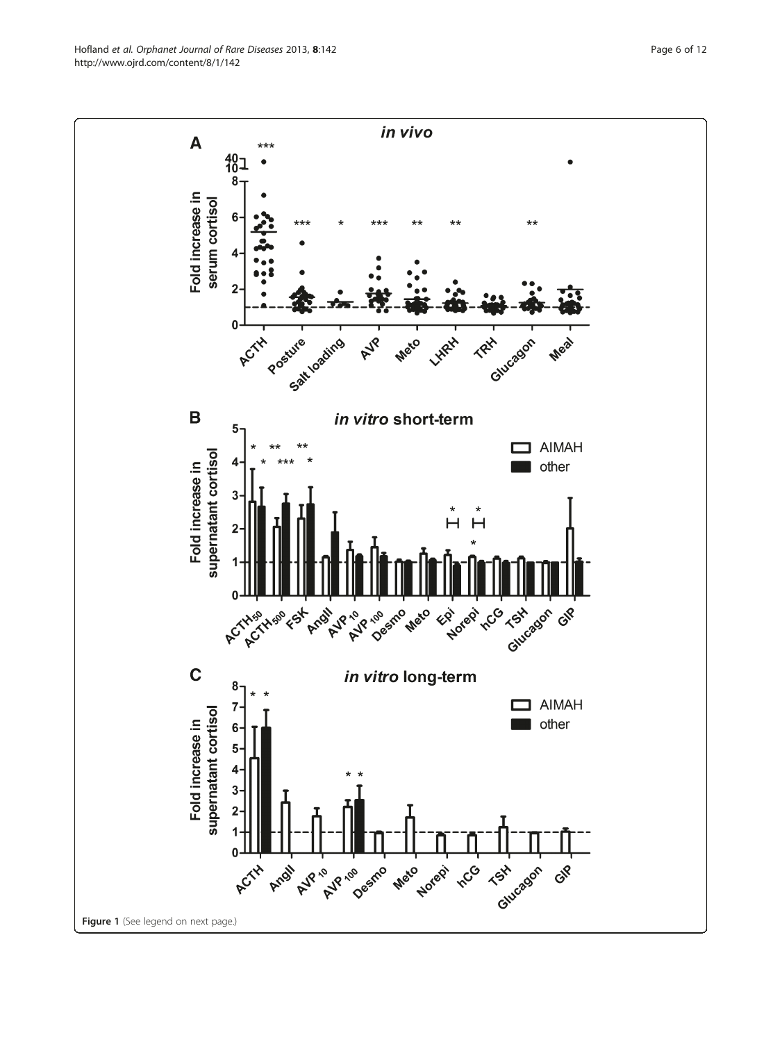Figure 1 (See legend on next page.)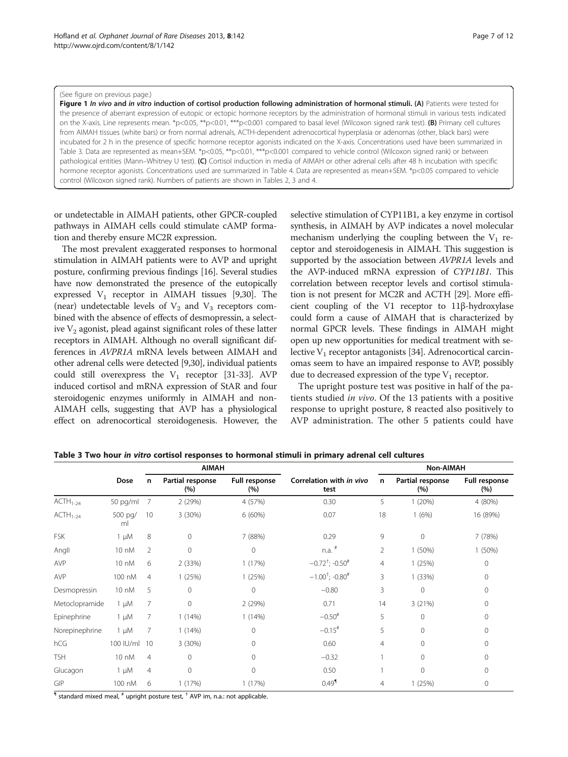(See figure on previous page.)

**Figure 1** ***In vivo*** **and** ***in vitro*** **induction of cortisol production following administration of hormonal stimuli. (A)** Patients were tested for the presence of aberrant expression of eutopic or ectopic hormone receptors by the administration of hormonal stimuli in various tests indicated on the X-axis. Line represents mean. *p<0.05, **p<0.01, ***p<0.001 compared to basal level (Wilcoxon signed rank test). **(B)** Primary cell cultures from AIMAH tissues (white bars) or from normal adrenals, ACTH-dependent adrenocortical hyperplasia or adenomas (other, black bars) were incubated for 2 h in the presence of specific hormone receptor agonists indicated on the X-axis. Concentrations used have been summarized in Table 3. Data are represented as mean+SEM. *p<0.05, **p<0.01, ***p<0.001 compared to vehicle control (Wilcoxon signed rank) or between pathological entities (Mann–Whitney U test). **(C)** Cortisol induction in media of AIMAH or other adrenal cells after 48 h incubation with specific hormone receptor agonists. Concentrations used are summarized in Table 4. Data are represented as mean+SEM. *p<0.05 compared to vehicle control (Wilcoxon signed rank). Numbers of patients are shown in Tables 2, 3 and 4.

or undetectable in AIMAH patients, other GPCR-coupled pathways in AIMAH cells could stimulate cAMP formation and thereby ensure MC2R expression.

The most prevalent exaggerated responses to hormonal stimulation in AIMAH patients were to AVP and upright posture, confirming previous findings [16]. Several studies have now demonstrated the presence of the eutopically expressed $V_1$ receptor in AIMAH tissues [9,30]. The (near) undetectable levels of $V_2$ and $V_3$ receptors combined with the absence of effects of desmopressin, a selective $V_2$ agonist, plead against significant roles of these latter receptors in AIMAH. Although no overall significant differences in *AVPR1A* mRNA levels between AIMAH and other adrenal cells were detected [9,30], individual patients could still overexpress the $V_1$ receptor [31-33]. AVP induced cortisol and mRNA expression of StAR and four steroidogenic enzymes uniformly in AIMAH and non-AIMAH cells, suggesting that AVP has a physiological effect on adrenocortical steroidogenesis. However, the selective stimulation of CYP11B1, a key enzyme in cortisol synthesis, in AIMAH by AVP indicates a novel molecular mechanism underlying the coupling between the $V_1$ receptor and steroidogenesis in AIMAH. This suggestion is supported by the association between *AVPR1A* levels and the AVP-induced mRNA expression of *CYP11B1*. This correlation between receptor levels and cortisol stimulation is not present for MC2R and ACTH [29]. More efficient coupling of the V1 receptor to 11β-hydroxylase could form a cause of AIMAH that is characterized by normal GPCR levels. These findings in AIMAH might open up new opportunities for medical treatment with selective $V_1$ receptor antagonists [34]. Adrenocortical carcinomas seem to have an impaired response to AVP, possibly due to decreased expression of the type $V_1$ receptor.

The upright posture test was positive in half of the patients studied *in vivo*. Of the 13 patients with a positive response to upright posture, 8 reacted also positively to AVP administration. The other 5 patients could have

**Table 3 Two hour** ***in vitro*** **cortisol responses to hormonal stimuli in primary adrenal cell cultures**

| | | AIMAH | | | | Non-AIMAH | | |
|---|---|---|---|---|---|---|---|---|
| | Dose | n | Partial response (%) | Full response (%) | Correlation with *in vivo* test | n | Partial response (%) | Full response (%) |
| $ACTH_{1-24}$ | 50 pg/ml | 7 | 2 (29%) | 4 (57%) | 0.30 | 5 | 1 (20%) | 4 (80%) |
| $ACTH_{1-24}$ | 500 pg/ml | 10 | 3 (30%) | 6 (60%) | 0.07 | 18 | 1 (6%) | 16 (89%) |
| FSK | 1 μM | 8 | 0 | 7 (88%) | 0.29 | 9 | 0 | 7 (78%) |
| AngII | 10 nM | 2 | 0 | 0 | n.a. [#] | 2 | 1 (50%) | 1 (50%) |
| AVP | 10 nM | 6 | 2 (33%) | 1 (17%) | −0.72[†]; -0.50[#] | 4 | 1 (25%) | 0 |
| AVP | 100 nM | 4 | 1 (25%) | 1 (25%) | −1.00[†]; -0.80[#] | 3 | 1 (33%) | 0 |
| Desmopressin | 10 nM | 5 | 0 | 0 | −0.80 | 3 | 0 | 0 |
| Metoclopramide | 1 μM | 7 | 0 | 2 (29%) | 0.71 | 14 | 3 (21%) | 0 |
| Epinephrine | 1 μM | 7 | 1 (14%) | 1 (14%) | −0.50[#] | 5 | 0 | 0 |
| Norepinephrine | 1 μM | 7 | 1 (14%) | 0 | −0.15[#] | 5 | 0 | 0 |
| hCG | 100 IU/ml | 10 | 3 (30%) | 0 | 0.60 | 4 | 0 | 0 |
| TSH | 10 nM | 4 | 0 | 0 | −0.32 | 1 | 0 | 0 |
| Glucagon | 1 μM | 4 | 0 | 0 | 0.50 | 1 | 0 | 0 |
| GIP | 100 nM | 6 | 1 (17%) | 1 (17%) | 0.49[¶] | 4 | 1 (25%) | 0 |

[¶] standard mixed meal, [#] upright posture test, [†] AVP im, n.a.: not applicable.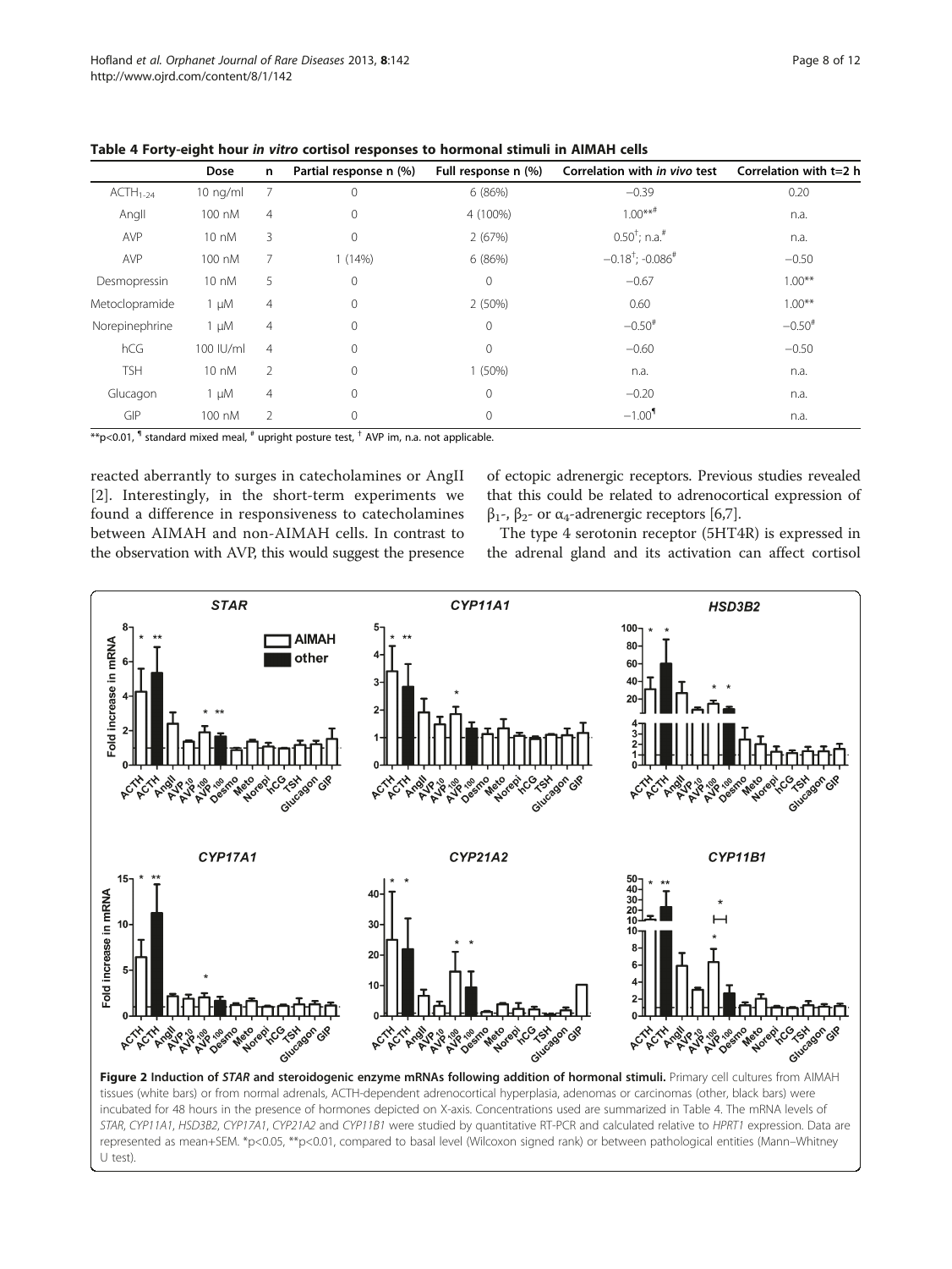**Table 4 Forty-eight hour *in vitro* cortisol responses to hormonal stimuli in AIMAH cells**

| | Dose | n | Partial response n (%) | Full response n (%) | Correlation with *in vivo* test | Correlation with t=2 h |
|---|---|---|---|---|---|---|
| $ACTH_{1-24}$ | 10 ng/ml | 7 | 0 | 6 (86%) | −0.39 | 0.20 |
| AngII | 100 nM | 4 | 0 | 4 (100%) | 1.00**# | n.a. |
| AVP | 10 nM | 3 | 0 | 2 (67%) | 0.50†; n.a.# | n.a. |
| AVP | 100 nM | 7 | 1 (14%) | 6 (86%) | −0.18†; -0.086# | −0.50 |
| Desmopressin | 10 nM | 5 | 0 | 0 | −0.67 | 1.00** |
| Metoclopramide | 1 μM | 4 | 0 | 2 (50%) | 0.60 | 1.00** |
| Norepinephrine | 1 μM | 4 | 0 | 0 | −0.50# | −0.50# |
| hCG | 100 IU/ml | 4 | 0 | 0 | −0.60 | −0.50 |
| TSH | 10 nM | 2 | 0 | 1 (50%) | n.a. | n.a. |
| Glucagon | 1 μM | 4 | 0 | 0 | −0.20 | n.a. |
| GIP | 100 nM | 2 | 0 | 0 | −1.00¶ | n.a. |

**p<0.01, ¶ standard mixed meal, # upright posture test, † AVP im, n.a. not applicable.

reacted aberrantly to surges in catecholamines or AngII [2]. Interestingly, in the short-term experiments we found a difference in responsiveness to catecholamines between AIMAH and non-AIMAH cells. In contrast to the observation with AVP, this would suggest the presence of ectopic adrenergic receptors. Previous studies revealed that this could be related to adrenocortical expression of $\beta_1$-, $\beta_2$- or $\alpha_4$-adrenergic receptors [6,7].

The type 4 serotonin receptor (5HT4R) is expressed in the adrenal gland and its activation can affect cortisol

**Figure 2 Induction of *STAR* and steroidogenic enzyme mRNAs following addition of hormonal stimuli.** Primary cell cultures from AIMAH tissues (white bars) or from normal adrenals, ACTH-dependent adrenocortical hyperplasia, adenomas or carcinomas (other, black bars) were incubated for 48 hours in the presence of hormones depicted on X-axis. Concentrations used are summarized in Table 4. The mRNA levels of *STAR*, *CYP11A1*, *HSD3B2*, *CYP17A1*, *CYP21A2* and *CYP11B1* were studied by quantitative RT-PCR and calculated relative to *HPRT1* expression. Data are represented as mean+SEM. *p<0.05, **p<0.01, compared to basal level (Wilcoxon signed rank) or between pathological entities (Mann–Whitney U test).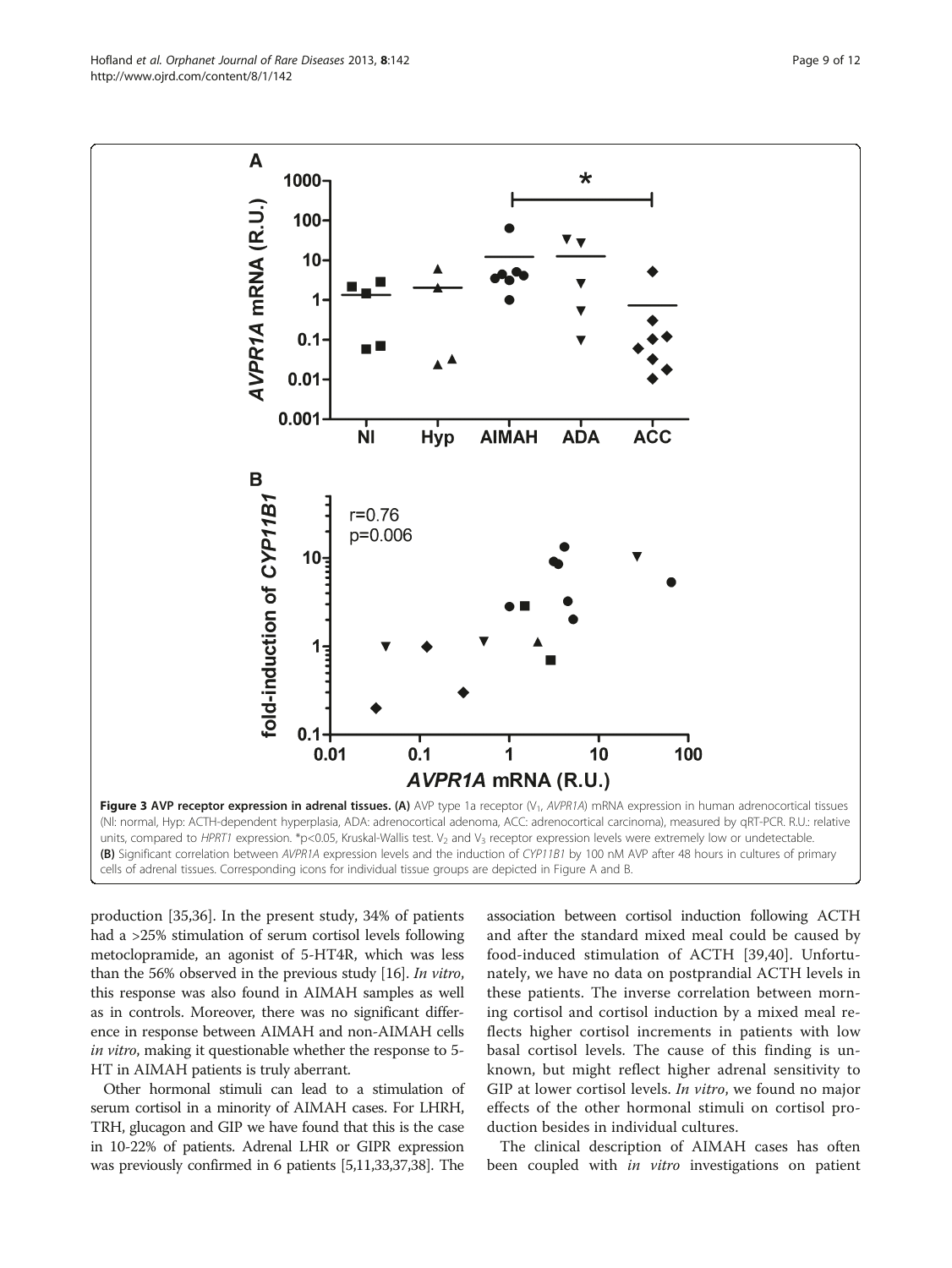**Figure 3 AVP receptor expression in adrenal tissues. (A)** AVP type 1a receptor ($V_1$, *AVPR1A*) mRNA expression in human adrenocortical tissues (Nl: normal, Hyp: ACTH-dependent hyperplasia, ADA: adrenocortical adenoma, ACC: adrenocortical carcinoma), measured by qRT-PCR. R.U.: relative units, compared to *HPRT1* expression. *p<0.05, Kruskal-Wallis test. $V_2$ and $V_3$ receptor expression levels were extremely low or undetectable. **(B)** Significant correlation between *AVPR1A* expression levels and the induction of *CYP11B1* by 100 nM AVP after 48 hours in cultures of primary cells of adrenal tissues. Corresponding icons for individual tissue groups are depicted in Figure A and B.

production [35,36]. In the present study, 34% of patients had a >25% stimulation of serum cortisol levels following metoclopramide, an agonist of 5-HT4R, which was less than the 56% observed in the previous study [16]. *In vitro*, this response was also found in AIMAH samples as well as in controls. Moreover, there was no significant difference in response between AIMAH and non-AIMAH cells *in vitro*, making it questionable whether the response to 5-HT in AIMAH patients is truly aberrant.

Other hormonal stimuli can lead to a stimulation of serum cortisol in a minority of AIMAH cases. For LHRH, TRH, glucagon and GIP we have found that this is the case in 10-22% of patients. Adrenal LHR or GIPR expression was previously confirmed in 6 patients [5,11,33,37,38]. The association between cortisol induction following ACTH and after the standard mixed meal could be caused by food-induced stimulation of ACTH [39,40]. Unfortunately, we have no data on postprandial ACTH levels in these patients. The inverse correlation between morning cortisol and cortisol induction by a mixed meal reflects higher cortisol increments in patients with low basal cortisol levels. The cause of this finding is unknown, but might reflect higher adrenal sensitivity to GIP at lower cortisol levels. *In vitro*, we found no major effects of the other hormonal stimuli on cortisol production besides in individual cultures.

The clinical description of AIMAH cases has often been coupled with *in vitro* investigations on patient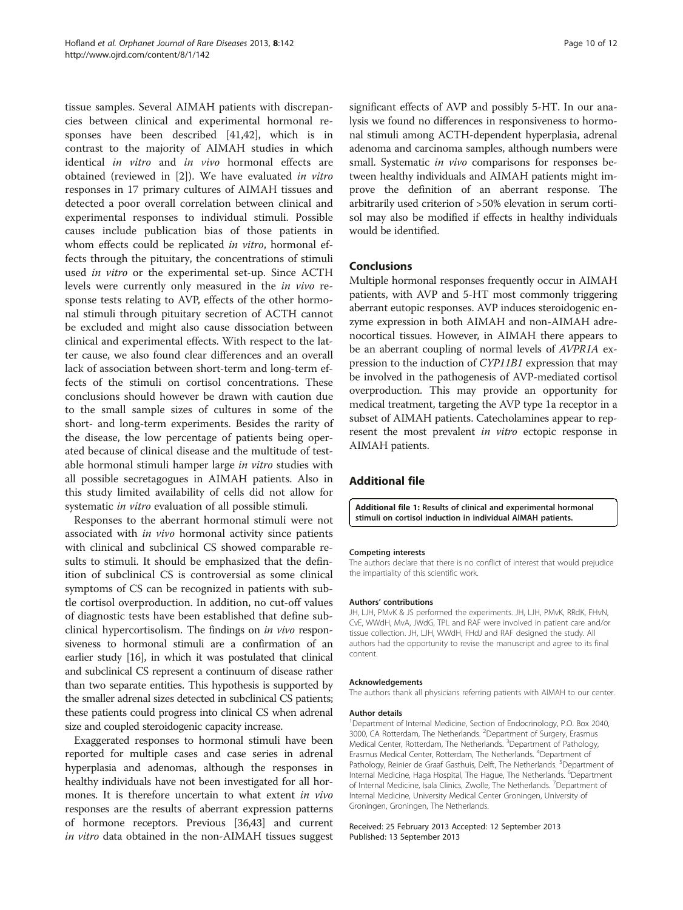tissue samples. Several AIMAH patients with discrepancies between clinical and experimental hormonal responses have been described [41,42], which is in contrast to the majority of AIMAH studies in which identical *in vitro* and *in vivo* hormonal effects are obtained (reviewed in [2]). We have evaluated *in vitro* responses in 17 primary cultures of AIMAH tissues and detected a poor overall correlation between clinical and experimental responses to individual stimuli. Possible causes include publication bias of those patients in whom effects could be replicated *in vitro*, hormonal effects through the pituitary, the concentrations of stimuli used *in vitro* or the experimental set-up. Since ACTH levels were currently only measured in the *in vivo* response tests relating to AVP, effects of the other hormonal stimuli through pituitary secretion of ACTH cannot be excluded and might also cause dissociation between clinical and experimental effects. With respect to the latter cause, we also found clear differences and an overall lack of association between short-term and long-term effects of the stimuli on cortisol concentrations. These conclusions should however be drawn with caution due to the small sample sizes of cultures in some of the short- and long-term experiments. Besides the rarity of the disease, the low percentage of patients being operated because of clinical disease and the multitude of testable hormonal stimuli hamper large *in vitro* studies with all possible secretagogues in AIMAH patients. Also in this study limited availability of cells did not allow for systematic *in vitro* evaluation of all possible stimuli.

Responses to the aberrant hormonal stimuli were not associated with *in vivo* hormonal activity since patients with clinical and subclinical CS showed comparable results to stimuli. It should be emphasized that the definition of subclinical CS is controversial as some clinical symptoms of CS can be recognized in patients with subtle cortisol overproduction. In addition, no cut-off values of diagnostic tests have been established that define subclinical hypercortisolism. The findings on *in vivo* responsiveness to hormonal stimuli are a confirmation of an earlier study [16], in which it was postulated that clinical and subclinical CS represent a continuum of disease rather than two separate entities. This hypothesis is supported by the smaller adrenal sizes detected in subclinical CS patients; these patients could progress into clinical CS when adrenal size and coupled steroidogenic capacity increase.

Exaggerated responses to hormonal stimuli have been reported for multiple cases and case series in adrenal hyperplasia and adenomas, although the responses in healthy individuals have not been investigated for all hormones. It is therefore uncertain to what extent *in vivo* responses are the results of aberrant expression patterns of hormone receptors. Previous [36,43] and current *in vitro* data obtained in the non-AIMAH tissues suggest significant effects of AVP and possibly 5-HT. In our analysis we found no differences in responsiveness to hormonal stimuli among ACTH-dependent hyperplasia, adrenal adenoma and carcinoma samples, although numbers were small. Systematic *in vivo* comparisons for responses between healthy individuals and AIMAH patients might improve the definition of an aberrant response. The arbitrarily used criterion of >50% elevation in serum cortisol may also be modified if effects in healthy individuals would be identified.

## Conclusions

Multiple hormonal responses frequently occur in AIMAH patients, with AVP and 5-HT most commonly triggering aberrant eutopic responses. AVP induces steroidogenic enzyme expression in both AIMAH and non-AIMAH adrenocortical tissues. However, in AIMAH there appears to be an aberrant coupling of normal levels of *AVPR1A* expression to the induction of *CYP11B1* expression that may be involved in the pathogenesis of AVP-mediated cortisol overproduction. This may provide an opportunity for medical treatment, targeting the AVP type 1a receptor in a subset of AIMAH patients. Catecholamines appear to represent the most prevalent *in vitro* ectopic response in AIMAH patients.

## Additional file

**Additional file 1: Results of clinical and experimental hormonal stimuli on cortisol induction in individual AIMAH patients.**

#### Competing interests

The authors declare that there is no conflict of interest that would prejudice the impartiality of this scientific work.

#### Authors' contributions

JH, LJH, PMvK & JS performed the experiments. JH, LJH, PMvK, RRdK, FHvN, CvE, WWdH, MvA, JWdG, TPL and RAF were involved in patient care and/or tissue collection. JH, LJH, WWdH, FHdJ and RAF designed the study. All authors had the opportunity to revise the manuscript and agree to its final content.

#### Acknowledgements

The authors thank all physicians referring patients with AIMAH to our center.

#### Author details

[1]Department of Internal Medicine, Section of Endocrinology, P.O. Box 2040, 3000, CA Rotterdam, The Netherlands. [2]Department of Surgery, Erasmus Medical Center, Rotterdam, The Netherlands. [3]Department of Pathology, Erasmus Medical Center, Rotterdam, The Netherlands. [4]Department of Pathology, Reinier de Graaf Gasthuis, Delft, The Netherlands. [5]Department of Internal Medicine, Haga Hospital, The Hague, The Netherlands. [6]Department of Internal Medicine, Isala Clinics, Zwolle, The Netherlands. [7]Department of Internal Medicine, University Medical Center Groningen, University of Groningen, Groningen, The Netherlands.

Received: 25 February 2013 Accepted: 12 September 2013
Published: 13 September 2013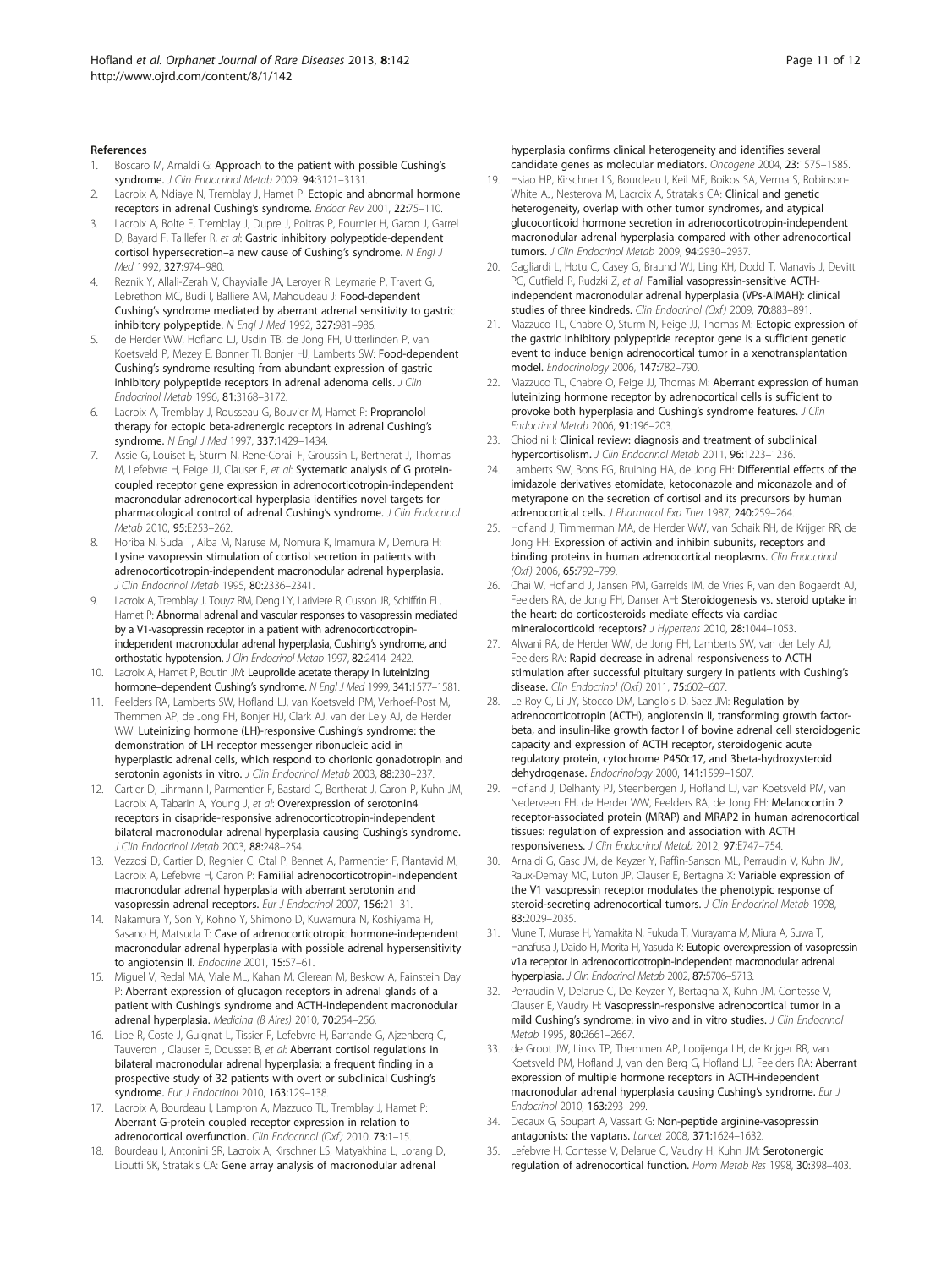## References

1. Boscaro M, Arnaldi G: **Approach to the patient with possible Cushing's syndrome.** *J Clin Endocrinol Metab* 2009, **94:**3121–3131.
2. Lacroix A, Ndiaye N, Tremblay J, Hamet P: **Ectopic and abnormal hormone receptors in adrenal Cushing's syndrome.** *Endocr Rev* 2001, **22:**75–110.
3. Lacroix A, Bolte E, Tremblay J, Dupre J, Poitras P, Fournier H, Garon J, Garrel D, Bayard F, Taillefer R, *et al*: **Gastric inhibitory polypeptide-dependent cortisol hypersecretion–a new cause of Cushing's syndrome.** *N Engl J Med* 1992, **327:**974–980.
4. Reznik Y, Allali-Zerah V, Chayvialle JA, Leroyer R, Leymarie P, Travert G, Lebrethon MC, Budi I, Balliere AM, Mahoudeau J: **Food-dependent Cushing's syndrome mediated by aberrant adrenal sensitivity to gastric inhibitory polypeptide.** *N Engl J Med* 1992, **327:**981–986.
5. de Herder WW, Hofland LJ, Usdin TB, de Jong FH, Uitterlinden P, van Koetsveld P, Mezey E, Bonner TI, Bonjer HJ, Lamberts SW: **Food-dependent Cushing's syndrome resulting from abundant expression of gastric inhibitory polypeptide receptors in adrenal adenoma cells.** *J Clin Endocrinol Metab* 1996, **81:**3168–3172.
6. Lacroix A, Tremblay J, Rousseau G, Bouvier M, Hamet P: **Propranolol therapy for ectopic beta-adrenergic receptors in adrenal Cushing's syndrome.** *N Engl J Med* 1997, **337:**1429–1434.
7. Assie G, Louiset E, Sturm N, Rene-Corail F, Groussin L, Bertherat J, Thomas M, Lefebvre H, Feige JJ, Clauser E, *et al*: **Systematic analysis of G protein-coupled receptor gene expression in adrenocorticotropin-independent macronodular adrenocortical hyperplasia identifies novel targets for pharmacological control of adrenal Cushing's syndrome.** *J Clin Endocrinol Metab* 2010, **95:**E253–262.
8. Horiba N, Suda T, Aiba M, Naruse M, Nomura K, Imamura M, Demura H: **Lysine vasopressin stimulation of cortisol secretion in patients with adrenocorticotropin-independent macronodular adrenal hyperplasia.** *J Clin Endocrinol Metab* 1995, **80:**2336–2341.
9. Lacroix A, Tremblay J, Touyz RM, Deng LY, Lariviere R, Cusson JR, Schiffrin EL, Hamet P: **Abnormal adrenal and vascular responses to vasopressin mediated by a V1-vasopressin receptor in a patient with adrenocorticotropin-independent macronodular adrenal hyperplasia, Cushing's syndrome, and orthostatic hypotension.** *J Clin Endocrinol Metab* 1997, **82:**2414–2422.
10. Lacroix A, Hamet P, Boutin JM: **Leuprolide acetate therapy in luteinizing hormone–dependent Cushing's syndrome.** *N Engl J Med* 1999, **341:**1577–1581.
11. Feelders RA, Lamberts SW, Hofland LJ, van Koetsveld PM, Verhoef-Post M, Themmen AP, de Jong FH, Bonjer HJ, Clark AJ, van der Lely AJ, de Herder WW: **Luteinizing hormone (LH)-responsive Cushing's syndrome: the demonstration of LH receptor messenger ribonucleic acid in hyperplastic adrenal cells, which respond to chorionic gonadotropin and serotonin agonists in vitro.** *J Clin Endocrinol Metab* 2003, **88:**230–237.
12. Cartier D, Lihrmann I, Parmentier F, Bastard C, Bertherat J, Caron P, Kuhn JM, Lacroix A, Tabarin A, Young J, *et al*: **Overexpression of serotonin4 receptors in cisapride-responsive adrenocorticotropin-independent bilateral macronodular adrenal hyperplasia causing Cushing's syndrome.** *J Clin Endocrinol Metab* 2003, **88:**248–254.
13. Vezzosi D, Cartier D, Regnier C, Otal P, Bennet A, Parmentier F, Plantavid M, Lacroix A, Lefebvre H, Caron P: **Familial adrenocorticotropin-independent macronodular adrenal hyperplasia with aberrant serotonin and vasopressin adrenal receptors.** *Eur J Endocrinol* 2007, **156:**21–31.
14. Nakamura Y, Son Y, Kohno Y, Shimono D, Kuwamura N, Koshiyama H, Sasano H, Matsuda T: **Case of adrenocorticotropic hormone-independent macronodular adrenal hyperplasia with possible adrenal hypersensitivity to angiotensin II.** *Endocrine* 2001, **15:**57–61.
15. Miguel V, Redal MA, Viale ML, Kahan M, Glerean M, Beskow A, Fainstein Day P: **Aberrant expression of glucagon receptors in adrenal glands of a patient with Cushing's syndrome and ACTH-independent macronodular adrenal hyperplasia.** *Medicina (B Aires)* 2010, **70:**254–256.
16. Libe R, Coste J, Guignat L, Tissier F, Lefebvre H, Barrande G, Ajzenberg C, Tauveron I, Clauser E, Dousset B, *et al*: **Aberrant cortisol regulations in bilateral macronodular adrenal hyperplasia: a frequent finding in a prospective study of 32 patients with overt or subclinical Cushing's syndrome.** *Eur J Endocrinol* 2010, **163:**129–138.
17. Lacroix A, Bourdeau I, Lampron A, Mazzuco TL, Tremblay J, Hamet P: **Aberrant G-protein coupled receptor expression in relation to adrenocortical overfunction.** *Clin Endocrinol (Oxf)* 2010, **73:**1–15.
18. Bourdeau I, Antonini SR, Lacroix A, Kirschner LS, Matyakhina L, Lorang D, Libutti SK, Stratakis CA: **Gene array analysis of macronodular adrenal hyperplasia confirms clinical heterogeneity and identifies several candidate genes as molecular mediators.** *Oncogene* 2004, **23:**1575–1585.
19. Hsiao HP, Kirschner LS, Bourdeau I, Keil MF, Boikos SA, Verma S, Robinson-White AJ, Nesterova M, Lacroix A, Stratakis CA: **Clinical and genetic heterogeneity, overlap with other tumor syndromes, and atypical glucocorticoid hormone secretion in adrenocorticotropin-independent macronodular adrenal hyperplasia compared with other adrenocortical tumors.** *J Clin Endocrinol Metab* 2009, **94:**2930–2937.
20. Gagliardi L, Hotu C, Casey G, Braund WJ, Ling KH, Dodd T, Manavis J, Devitt PG, Cutfield R, Rudzki Z, *et al*: **Familial vasopressin-sensitive ACTH-independent macronodular adrenal hyperplasia (VPs-AIMAH): clinical studies of three kindreds.** *Clin Endocrinol (Oxf)* 2009, **70:**883–891.
21. Mazzuco TL, Chabre O, Sturm N, Feige JJ, Thomas M: **Ectopic expression of the gastric inhibitory polypeptide receptor gene is a sufficient genetic event to induce benign adrenocortical tumor in a xenotransplantation model.** *Endocrinology* 2006, **147:**782–790.
22. Mazzuco TL, Chabre O, Feige JJ, Thomas M: **Aberrant expression of human luteinizing hormone receptor by adrenocortical cells is sufficient to provoke both hyperplasia and Cushing's syndrome features.** *J Clin Endocrinol Metab* 2006, **91:**196–203.
23. Chiodini I: **Clinical review: diagnosis and treatment of subclinical hypercortisolism.** *J Clin Endocrinol Metab* 2011, **96:**1223–1236.
24. Lamberts SW, Bons EG, Bruining HA, de Jong FH: **Differential effects of the imidazole derivatives etomidate, ketoconazole and miconazole and of metyrapone on the secretion of cortisol and its precursors by human adrenocortical cells.** *J Pharmacol Exp Ther* 1987, **240:**259–264.
25. Hofland J, Timmerman MA, de Herder WW, van Schaik RH, de Krijger RR, de Jong FH: **Expression of activin and inhibin subunits, receptors and binding proteins in human adrenocortical neoplasms.** *Clin Endocrinol (Oxf)* 2006, **65:**792–799.
26. Chai W, Hofland J, Jansen PM, Garrelds IM, de Vries R, van den Bogaerdt AJ, Feelders RA, de Jong FH, Danser AH: **Steroidogenesis vs. steroid uptake in the heart: do corticosteroids mediate effects via cardiac mineralocorticoid receptors?** *J Hypertens* 2010, **28:**1044–1053.
27. Alwani RA, de Herder WW, de Jong FH, Lamberts SW, van der Lely AJ, Feelders RA: **Rapid decrease in adrenal responsiveness to ACTH stimulation after successful pituitary surgery in patients with Cushing's disease.** *Clin Endocrinol (Oxf)* 2011, **75:**602–607.
28. Le Roy C, Li JY, Stocco DM, Langlois D, Saez JM: **Regulation by adrenocorticotropin (ACTH), angiotensin II, transforming growth factor-beta, and insulin-like growth factor I of bovine adrenal cell steroidogenic capacity and expression of ACTH receptor, steroidogenic acute regulatory protein, cytochrome P450c17, and 3beta-hydroxysteroid dehydrogenase.** *Endocrinology* 2000, **141:**1599–1607.
29. Hofland J, Delhanty PJ, Steenbergen J, Hofland LJ, van Koetsveld PM, van Nederveen FH, de Herder WW, Feelders RA, de Jong FH: **Melanocortin 2 receptor-associated protein (MRAP) and MRAP2 in human adrenocortical tissues: regulation of expression and association with ACTH responsiveness.** *J Clin Endocrinol Metab* 2012, **97:**E747–754.
30. Arnaldi G, Gasc JM, de Keyzer Y, Raffin-Sanson ML, Perraudin V, Kuhn JM, Raux-Demay MC, Luton JP, Clauser E, Bertagna X: **Variable expression of the V1 vasopressin receptor modulates the phenotypic response of steroid-secreting adrenocortical tumors.** *J Clin Endocrinol Metab* 1998, **83:**2029–2035.
31. Mune T, Murase H, Yamakita N, Fukuda T, Murayama M, Miura A, Suwa T, Hanafusa J, Daido H, Morita H, Yasuda K: **Eutopic overexpression of vasopressin v1a receptor in adrenocorticotropin-independent macronodular adrenal hyperplasia.** *J Clin Endocrinol Metab* 2002, **87:**5706–5713.
32. Perraudin V, Delarue C, De Keyzer Y, Bertagna X, Kuhn JM, Contesse V, Clauser E, Vaudry H: **Vasopressin-responsive adrenocortical tumor in a mild Cushing's syndrome: in vivo and in vitro studies.** *J Clin Endocrinol Metab* 1995, **80:**2661–2667.
33. de Groot JW, Links TP, Themmen AP, Looijenga LH, de Krijger RR, van Koetsveld PM, Hofland J, van den Berg G, Hofland LJ, Feelders RA: **Aberrant expression of multiple hormone receptors in ACTH-independent macronodular adrenal hyperplasia causing Cushing's syndrome.** *Eur J Endocrinol* 2010, **163:**293–299.
34. Decaux G, Soupart A, Vassart G: **Non-peptide arginine-vasopressin antagonists: the vaptans.** *Lancet* 2008, **371:**1624–1632.
35. Lefebvre H, Contesse V, Delarue C, Vaudry H, Kuhn JM: **Serotonergic regulation of adrenocortical function.** *Horm Metab Res* 1998, **30:**398–403.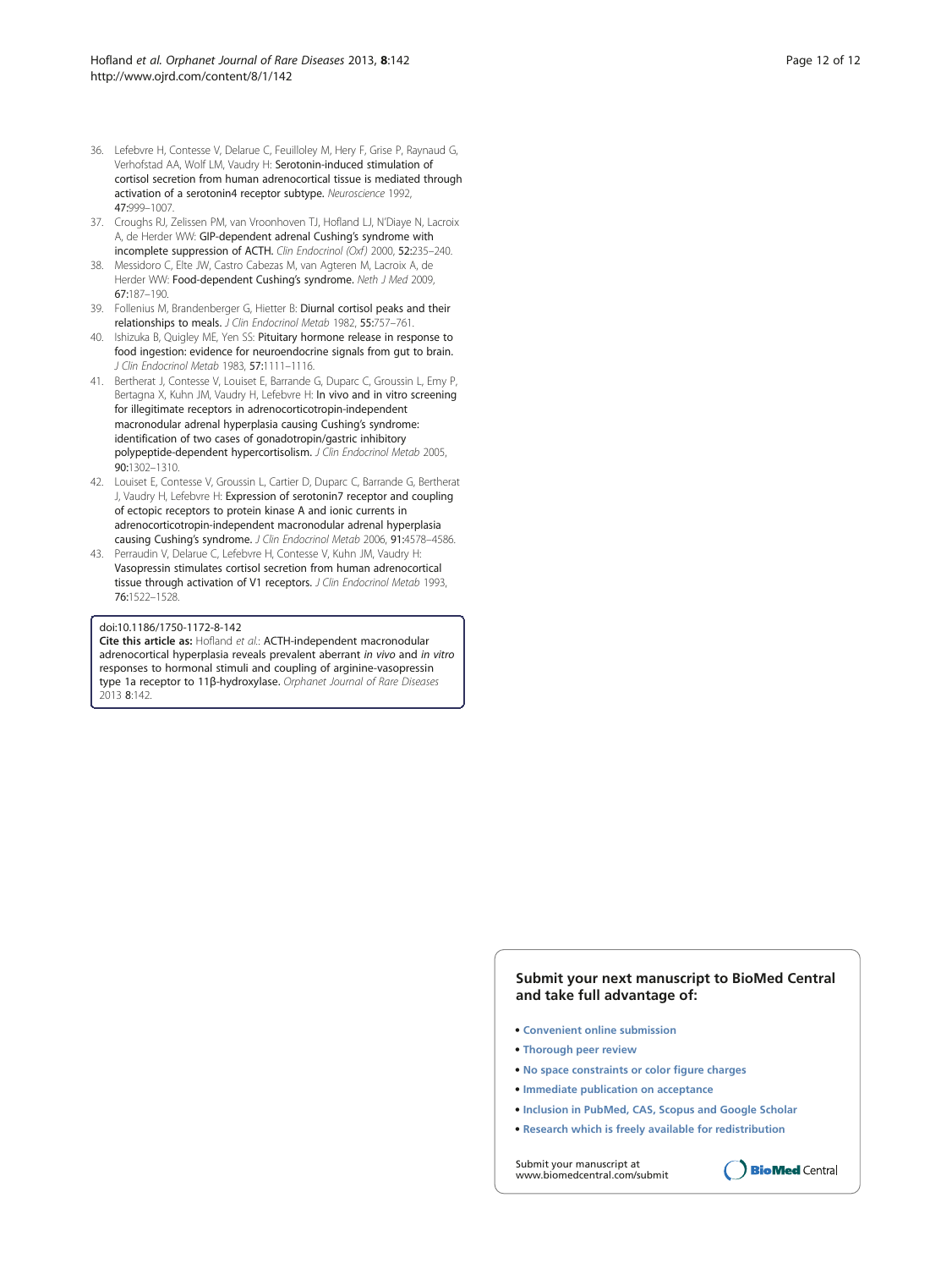36. Lefebvre H, Contesse V, Delarue C, Feuilloley M, Hery F, Grise P, Raynaud G, Verhofstad AA, Wolf LM, Vaudry H: Serotonin-induced stimulation of cortisol secretion from human adrenocortical tissue is mediated through activation of a serotonin4 receptor subtype. *Neuroscience* 1992, **47**:999–1007.
37. Croughs RJ, Zelissen PM, van Vroonhoven TJ, Hofland LJ, N'Diaye N, Lacroix A, de Herder WW: GIP-dependent adrenal Cushing's syndrome with incomplete suppression of ACTH. *Clin Endocrinol (Oxf)* 2000, **52**:235–240.
38. Messidoro C, Elte JW, Castro Cabezas M, van Agteren M, Lacroix A, de Herder WW: Food-dependent Cushing's syndrome. *Neth J Med* 2009, **67**:187–190.
39. Follenius M, Brandenberger G, Hietter B: Diurnal cortisol peaks and their relationships to meals. *J Clin Endocrinol Metab* 1982, **55**:757–761.
40. Ishizuka B, Quigley ME, Yen SS: Pituitary hormone release in response to food ingestion: evidence for neuroendocrine signals from gut to brain. *J Clin Endocrinol Metab* 1983, **57**:1111–1116.
41. Bertherat J, Contesse V, Louiset E, Barrande G, Duparc C, Groussin L, Emy P, Bertagna X, Kuhn JM, Vaudry H, Lefebvre H: In vivo and in vitro screening for illegitimate receptors in adrenocorticotropin-independent macronodular adrenal hyperplasia causing Cushing's syndrome: identification of two cases of gonadotropin/gastric inhibitory polypeptide-dependent hypercortisolism. *J Clin Endocrinol Metab* 2005, **90**:1302–1310.
42. Louiset E, Contesse V, Groussin L, Cartier D, Duparc C, Barrande G, Bertherat J, Vaudry H, Lefebvre H: Expression of serotonin7 receptor and coupling of ectopic receptors to protein kinase A and ionic currents in adrenocorticotropin-independent macronodular adrenal hyperplasia causing Cushing's syndrome. *J Clin Endocrinol Metab* 2006, **91**:4578–4586.
43. Perraudin V, Delarue C, Lefebvre H, Contesse V, Kuhn JM, Vaudry H: Vasopressin stimulates cortisol secretion from human adrenocortical tissue through activation of V1 receptors. *J Clin Endocrinol Metab* 1993, **76**:1522–1528.

doi:10.1186/1750-1172-8-142

**Cite this article as:** Hofland *et al.*: ACTH-independent macronodular adrenocortical hyperplasia reveals prevalent aberrant *in vivo* and *in vitro* responses to hormonal stimuli and coupling of arginine-vasopressin type 1a receptor to 11β-hydroxylase. *Orphanet Journal of Rare Diseases* 2013 **8**:142.

**Submit your next manuscript to BioMed Central and take full advantage of:**

- Convenient online submission
- Thorough peer review
- No space constraints or color figure charges
- Immediate publication on acceptance
- Inclusion in PubMed, CAS, Scopus and Google Scholar
- Research which is freely available for redistribution

Submit your manuscript at
www.biomedcentral.com/submit

BioMed Central